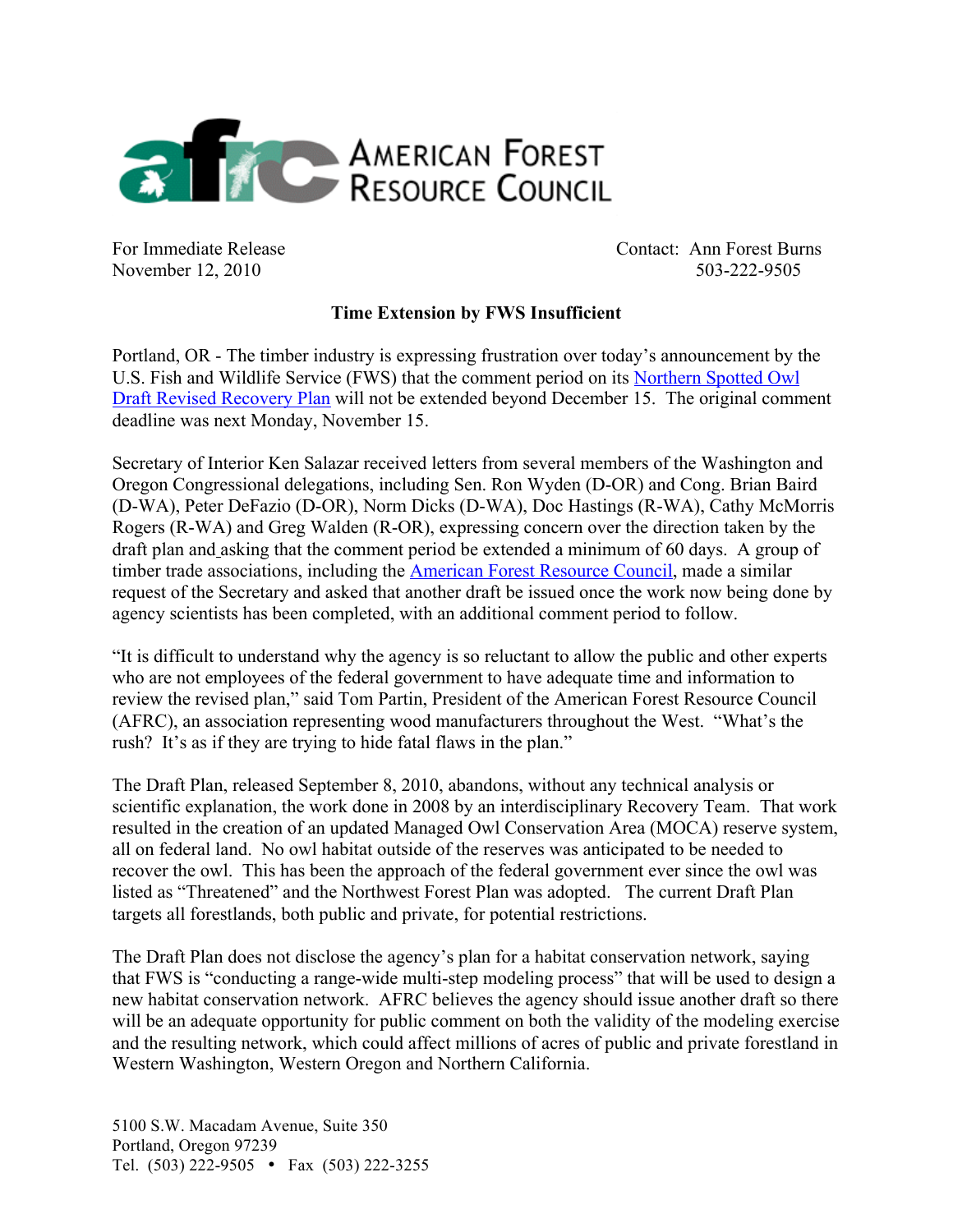AMERICAN FOREST RESOURCE COUNCIL

For Immediate Release
November 12, 2010

Contact: Ann Forest Burns
503-222-9505

**Time Extension by FWS Insufficient**

Portland, OR - The timber industry is expressing frustration over today's announcement by the U.S. Fish and Wildlife Service (FWS) that the comment period on its Northern Spotted Owl Draft Revised Recovery Plan will not be extended beyond December 15. The original comment deadline was next Monday, November 15.

Secretary of Interior Ken Salazar received letters from several members of the Washington and Oregon Congressional delegations, including Sen. Ron Wyden (D-OR) and Cong. Brian Baird (D-WA), Peter DeFazio (D-OR), Norm Dicks (D-WA), Doc Hastings (R-WA), Cathy McMorris Rogers (R-WA) and Greg Walden (R-OR), expressing concern over the direction taken by the draft plan and asking that the comment period be extended a minimum of 60 days. A group of timber trade associations, including the American Forest Resource Council, made a similar request of the Secretary and asked that another draft be issued once the work now being done by agency scientists has been completed, with an additional comment period to follow.

"It is difficult to understand why the agency is so reluctant to allow the public and other experts who are not employees of the federal government to have adequate time and information to review the revised plan," said Tom Partin, President of the American Forest Resource Council (AFRC), an association representing wood manufacturers throughout the West. "What's the rush? It's as if they are trying to hide fatal flaws in the plan."

The Draft Plan, released September 8, 2010, abandons, without any technical analysis or scientific explanation, the work done in 2008 by an interdisciplinary Recovery Team. That work resulted in the creation of an updated Managed Owl Conservation Area (MOCA) reserve system, all on federal land. No owl habitat outside of the reserves was anticipated to be needed to recover the owl. This has been the approach of the federal government ever since the owl was listed as "Threatened" and the Northwest Forest Plan was adopted. The current Draft Plan targets all forestlands, both public and private, for potential restrictions.

The Draft Plan does not disclose the agency's plan for a habitat conservation network, saying that FWS is "conducting a range-wide multi-step modeling process" that will be used to design a new habitat conservation network. AFRC believes the agency should issue another draft so there will be an adequate opportunity for public comment on both the validity of the modeling exercise and the resulting network, which could affect millions of acres of public and private forestland in Western Washington, Western Oregon and Northern California.

5100 S.W. Macadam Avenue, Suite 350
Portland, Oregon 97239
Tel. (503) 222-9505 • Fax (503) 222-3255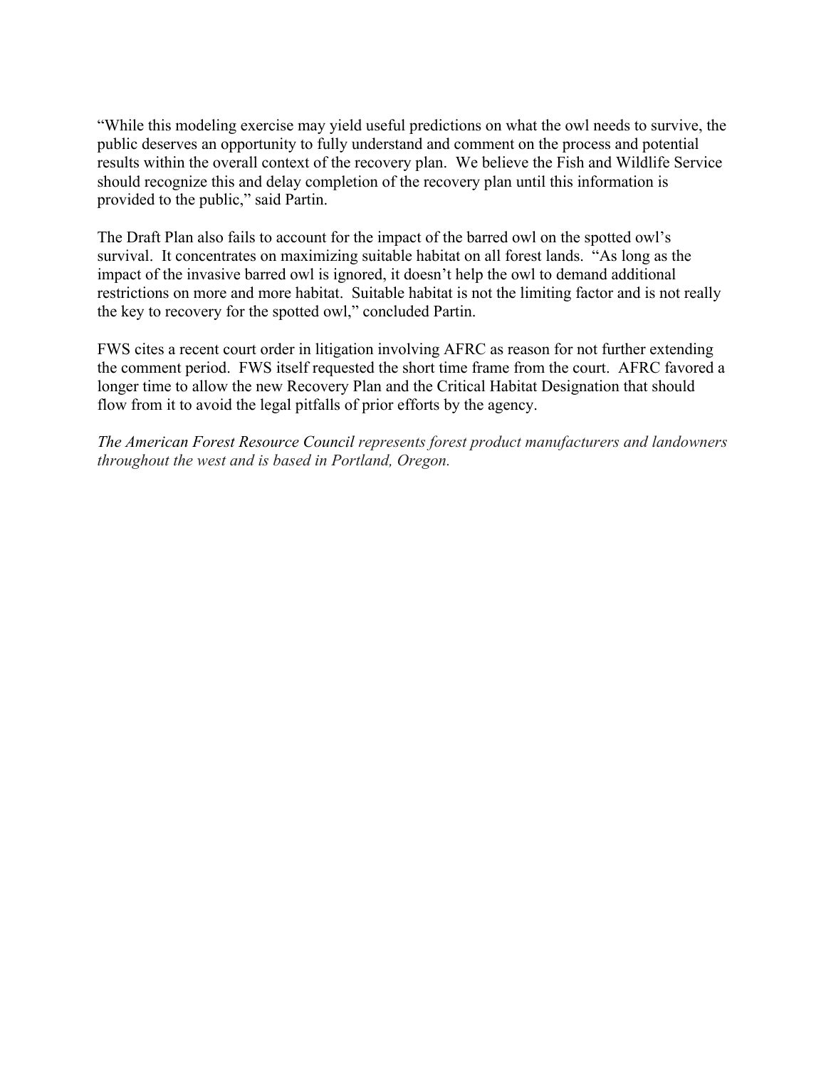"While this modeling exercise may yield useful predictions on what the owl needs to survive, the public deserves an opportunity to fully understand and comment on the process and potential results within the overall context of the recovery plan. We believe the Fish and Wildlife Service should recognize this and delay completion of the recovery plan until this information is provided to the public," said Partin.

The Draft Plan also fails to account for the impact of the barred owl on the spotted owl's survival. It concentrates on maximizing suitable habitat on all forest lands. "As long as the impact of the invasive barred owl is ignored, it doesn't help the owl to demand additional restrictions on more and more habitat. Suitable habitat is not the limiting factor and is not really the key to recovery for the spotted owl," concluded Partin.

FWS cites a recent court order in litigation involving AFRC as reason for not further extending the comment period. FWS itself requested the short time frame from the court. AFRC favored a longer time to allow the new Recovery Plan and the Critical Habitat Designation that should flow from it to avoid the legal pitfalls of prior efforts by the agency.

*The American Forest Resource Council represents forest product manufacturers and landowners throughout the west and is based in Portland, Oregon.*